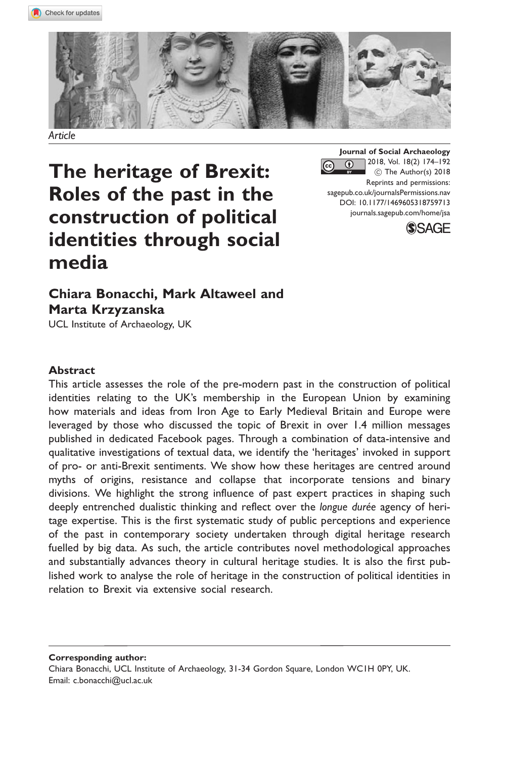*Article*

# The heritage of Brexit: Roles of the past in the construction of political identities through social media

Journal of Social Archaeology
2018, Vol. 18(2) 174–192
© The Author(s) 2018
Reprints and permissions: sagepub.co.uk/journalsPermissions.nav
DOI: 10.1177/1469605318759713
journals.sagepub.com/home/jsa

**Chiara Bonacchi, Mark Altaweel and Marta Krzyzanska**

UCL Institute of Archaeology, UK

## Abstract

This article assesses the role of the pre-modern past in the construction of political identities relating to the UK's membership in the European Union by examining how materials and ideas from Iron Age to Early Medieval Britain and Europe were leveraged by those who discussed the topic of Brexit in over 1.4 million messages published in dedicated Facebook pages. Through a combination of data-intensive and qualitative investigations of textual data, we identify the 'heritages' invoked in support of pro- or anti-Brexit sentiments. We show how these heritages are centred around myths of origins, resistance and collapse that incorporate tensions and binary divisions. We highlight the strong influence of past expert practices in shaping such deeply entrenched dualistic thinking and reflect over the *longue durée* agency of heritage expertise. This is the first systematic study of public perceptions and experience of the past in contemporary society undertaken through digital heritage research fuelled by big data. As such, the article contributes novel methodological approaches and substantially advances theory in cultural heritage studies. It is also the first published work to analyse the role of heritage in the construction of political identities in relation to Brexit via extensive social research.

**Corresponding author:**
Chiara Bonacchi, UCL Institute of Archaeology, 31-34 Gordon Square, London WC1H 0PY, UK.
Email: c.bonacchi@ucl.ac.uk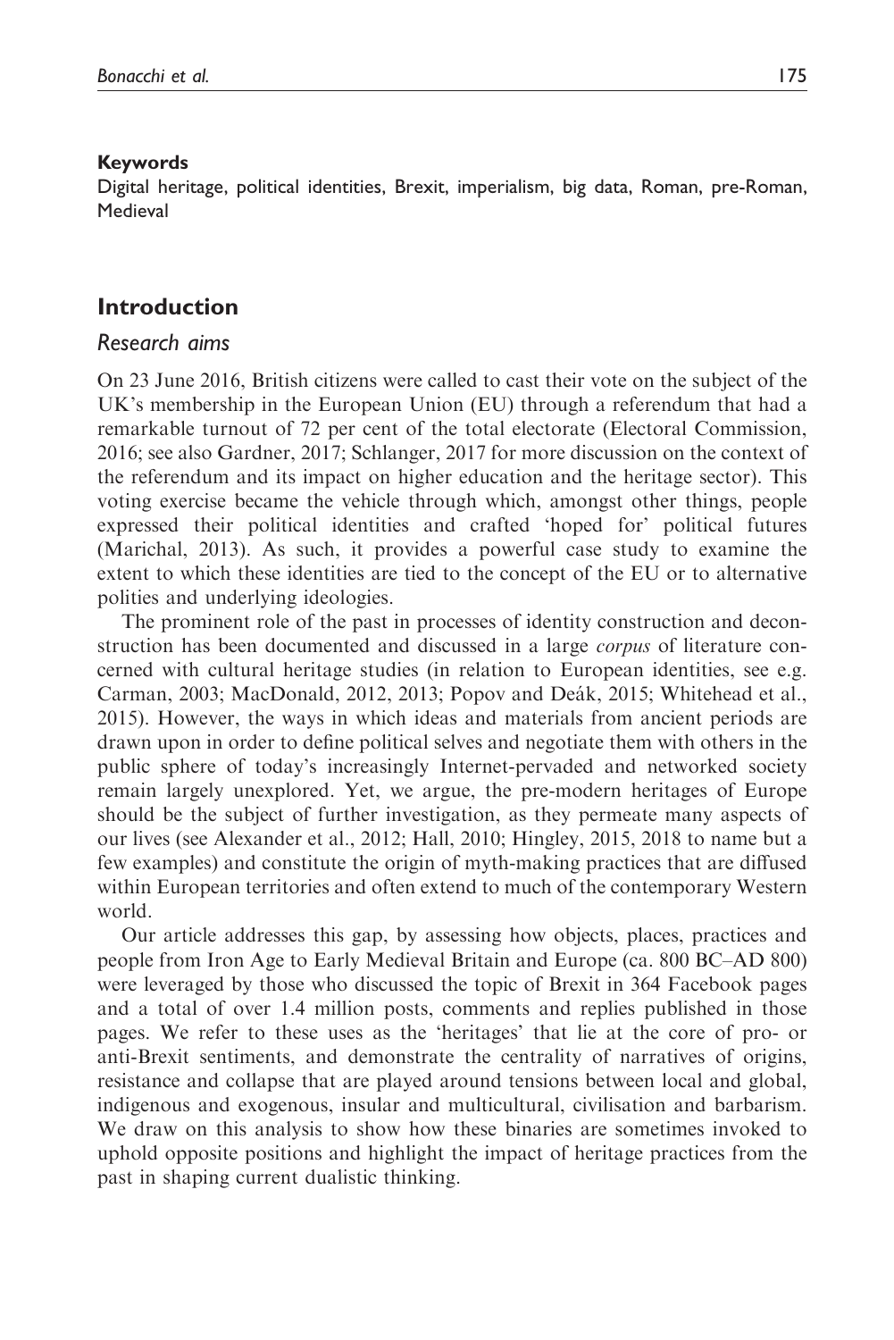#### Keywords

Digital heritage, political identities, Brexit, imperialism, big data, Roman, pre-Roman, Medieval

## Introduction

### Research aims

On 23 June 2016, British citizens were called to cast their vote on the subject of the UK's membership in the European Union (EU) through a referendum that had a remarkable turnout of 72 per cent of the total electorate (Electoral Commission, 2016; see also Gardner, 2017; Schlanger, 2017 for more discussion on the context of the referendum and its impact on higher education and the heritage sector). This voting exercise became the vehicle through which, amongst other things, people expressed their political identities and crafted 'hoped for' political futures (Marichal, 2013). As such, it provides a powerful case study to examine the extent to which these identities are tied to the concept of the EU or to alternative polities and underlying ideologies.

The prominent role of the past in processes of identity construction and deconstruction has been documented and discussed in a large *corpus* of literature concerned with cultural heritage studies (in relation to European identities, see e.g. Carman, 2003; MacDonald, 2012, 2013; Popov and Deák, 2015; Whitehead et al., 2015). However, the ways in which ideas and materials from ancient periods are drawn upon in order to define political selves and negotiate them with others in the public sphere of today's increasingly Internet-pervaded and networked society remain largely unexplored. Yet, we argue, the pre-modern heritages of Europe should be the subject of further investigation, as they permeate many aspects of our lives (see Alexander et al., 2012; Hall, 2010; Hingley, 2015, 2018 to name but a few examples) and constitute the origin of myth-making practices that are diffused within European territories and often extend to much of the contemporary Western world.

Our article addresses this gap, by assessing how objects, places, practices and people from Iron Age to Early Medieval Britain and Europe (ca. 800 BC–AD 800) were leveraged by those who discussed the topic of Brexit in 364 Facebook pages and a total of over 1.4 million posts, comments and replies published in those pages. We refer to these uses as the 'heritages' that lie at the core of pro- or anti-Brexit sentiments, and demonstrate the centrality of narratives of origins, resistance and collapse that are played around tensions between local and global, indigenous and exogenous, insular and multicultural, civilisation and barbarism. We draw on this analysis to show how these binaries are sometimes invoked to uphold opposite positions and highlight the impact of heritage practices from the past in shaping current dualistic thinking.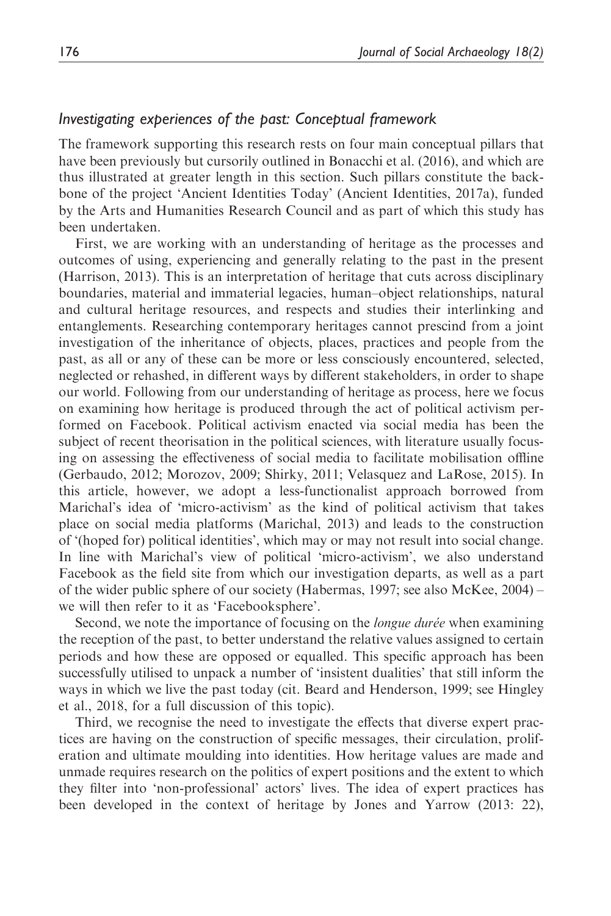### *Investigating experiences of the past: Conceptual framework*

The framework supporting this research rests on four main conceptual pillars that have been previously but cursorily outlined in Bonacchi et al. (2016), and which are thus illustrated at greater length in this section. Such pillars constitute the backbone of the project 'Ancient Identities Today' (Ancient Identities, 2017a), funded by the Arts and Humanities Research Council and as part of which this study has been undertaken.

First, we are working with an understanding of heritage as the processes and outcomes of using, experiencing and generally relating to the past in the present (Harrison, 2013). This is an interpretation of heritage that cuts across disciplinary boundaries, material and immaterial legacies, human–object relationships, natural and cultural heritage resources, and respects and studies their interlinking and entanglements. Researching contemporary heritages cannot prescind from a joint investigation of the inheritance of objects, places, practices and people from the past, as all or any of these can be more or less consciously encountered, selected, neglected or rehashed, in different ways by different stakeholders, in order to shape our world. Following from our understanding of heritage as process, here we focus on examining how heritage is produced through the act of political activism performed on Facebook. Political activism enacted via social media has been the subject of recent theorisation in the political sciences, with literature usually focusing on assessing the effectiveness of social media to facilitate mobilisation offline (Gerbaudo, 2012; Morozov, 2009; Shirky, 2011; Velasquez and LaRose, 2015). In this article, however, we adopt a less-functionalist approach borrowed from Marichal's idea of 'micro-activism' as the kind of political activism that takes place on social media platforms (Marichal, 2013) and leads to the construction of '(hoped for) political identities', which may or may not result into social change. In line with Marichal's view of political 'micro-activism', we also understand Facebook as the field site from which our investigation departs, as well as a part of the wider public sphere of our society (Habermas, 1997; see also McKee, 2004) – we will then refer to it as 'Facebooksphere'.

Second, we note the importance of focusing on the *longue durée* when examining the reception of the past, to better understand the relative values assigned to certain periods and how these are opposed or equalled. This specific approach has been successfully utilised to unpack a number of 'insistent dualities' that still inform the ways in which we live the past today (cit. Beard and Henderson, 1999; see Hingley et al., 2018, for a full discussion of this topic).

Third, we recognise the need to investigate the effects that diverse expert practices are having on the construction of specific messages, their circulation, proliferation and ultimate moulding into identities. How heritage values are made and unmade requires research on the politics of expert positions and the extent to which they filter into 'non-professional' actors' lives. The idea of expert practices has been developed in the context of heritage by Jones and Yarrow (2013: 22),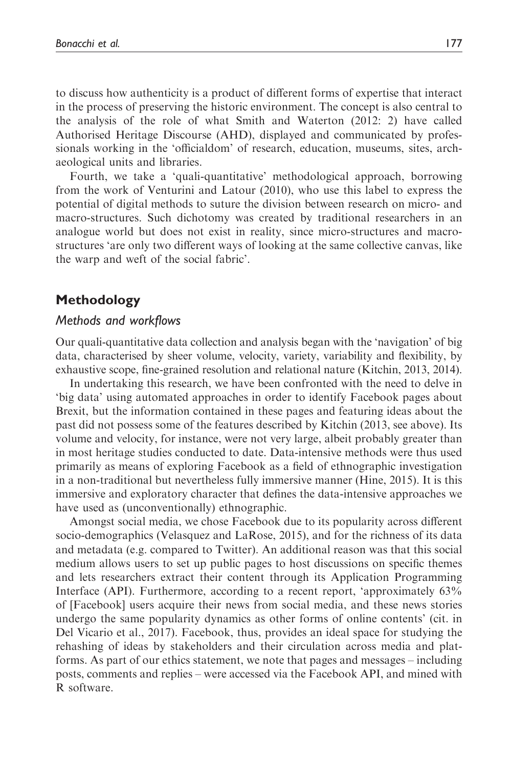to discuss how authenticity is a product of different forms of expertise that interact in the process of preserving the historic environment. The concept is also central to the analysis of the role of what Smith and Waterton (2012: 2) have called Authorised Heritage Discourse (AHD), displayed and communicated by professionals working in the 'officialdom' of research, education, museums, sites, archaeological units and libraries.

Fourth, we take a 'quali-quantitative' methodological approach, borrowing from the work of Venturini and Latour (2010), who use this label to express the potential of digital methods to suture the division between research on micro- and macro-structures. Such dichotomy was created by traditional researchers in an analogue world but does not exist in reality, since micro-structures and macro-structures 'are only two different ways of looking at the same collective canvas, like the warp and weft of the social fabric'.

## Methodology

### *Methods and workflows*

Our quali-quantitative data collection and analysis began with the 'navigation' of big data, characterised by sheer volume, velocity, variety, variability and flexibility, by exhaustive scope, fine-grained resolution and relational nature (Kitchin, 2013, 2014).

In undertaking this research, we have been confronted with the need to delve in 'big data' using automated approaches in order to identify Facebook pages about Brexit, but the information contained in these pages and featuring ideas about the past did not possess some of the features described by Kitchin (2013, see above). Its volume and velocity, for instance, were not very large, albeit probably greater than in most heritage studies conducted to date. Data-intensive methods were thus used primarily as means of exploring Facebook as a field of ethnographic investigation in a non-traditional but nevertheless fully immersive manner (Hine, 2015). It is this immersive and exploratory character that defines the data-intensive approaches we have used as (unconventionally) ethnographic.

Amongst social media, we chose Facebook due to its popularity across different socio-demographics (Velasquez and LaRose, 2015), and for the richness of its data and metadata (e.g. compared to Twitter). An additional reason was that this social medium allows users to set up public pages to host discussions on specific themes and lets researchers extract their content through its Application Programming Interface (API). Furthermore, according to a recent report, 'approximately 63% of [Facebook] users acquire their news from social media, and these news stories undergo the same popularity dynamics as other forms of online contents' (cit. in Del Vicario et al., 2017). Facebook, thus, provides an ideal space for studying the rehashing of ideas by stakeholders and their circulation across media and platforms. As part of our ethics statement, we note that pages and messages – including posts, comments and replies – were accessed via the Facebook API, and mined with R software.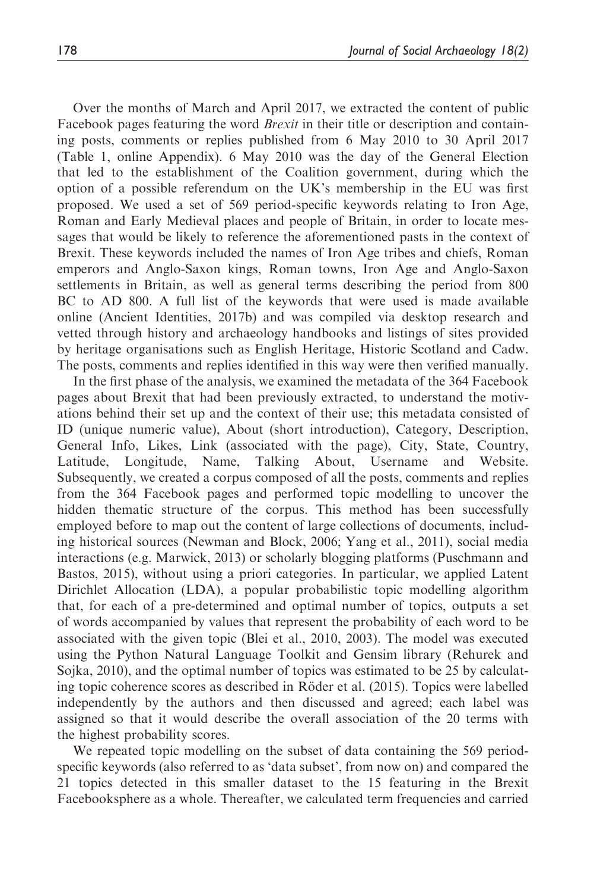Over the months of March and April 2017, we extracted the content of public Facebook pages featuring the word *Brexit* in their title or description and containing posts, comments or replies published from 6 May 2010 to 30 April 2017 (Table 1, online Appendix). 6 May 2010 was the day of the General Election that led to the establishment of the Coalition government, during which the option of a possible referendum on the UK's membership in the EU was first proposed. We used a set of 569 period-specific keywords relating to Iron Age, Roman and Early Medieval places and people of Britain, in order to locate messages that would be likely to reference the aforementioned pasts in the context of Brexit. These keywords included the names of Iron Age tribes and chiefs, Roman emperors and Anglo-Saxon kings, Roman towns, Iron Age and Anglo-Saxon settlements in Britain, as well as general terms describing the period from 800 BC to AD 800. A full list of the keywords that were used is made available online (Ancient Identities, 2017b) and was compiled via desktop research and vetted through history and archaeology handbooks and listings of sites provided by heritage organisations such as English Heritage, Historic Scotland and Cadw. The posts, comments and replies identified in this way were then verified manually.

In the first phase of the analysis, we examined the metadata of the 364 Facebook pages about Brexit that had been previously extracted, to understand the motivations behind their set up and the context of their use; this metadata consisted of ID (unique numeric value), About (short introduction), Category, Description, General Info, Likes, Link (associated with the page), City, State, Country, Latitude, Longitude, Name, Talking About, Username and Website. Subsequently, we created a corpus composed of all the posts, comments and replies from the 364 Facebook pages and performed topic modelling to uncover the hidden thematic structure of the corpus. This method has been successfully employed before to map out the content of large collections of documents, including historical sources (Newman and Block, 2006; Yang et al., 2011), social media interactions (e.g. Marwick, 2013) or scholarly blogging platforms (Puschmann and Bastos, 2015), without using a priori categories. In particular, we applied Latent Dirichlet Allocation (LDA), a popular probabilistic topic modelling algorithm that, for each of a pre-determined and optimal number of topics, outputs a set of words accompanied by values that represent the probability of each word to be associated with the given topic (Blei et al., 2010, 2003). The model was executed using the Python Natural Language Toolkit and Gensim library (Rehurek and Sojka, 2010), and the optimal number of topics was estimated to be 25 by calculating topic coherence scores as described in Röder et al. (2015). Topics were labelled independently by the authors and then discussed and agreed; each label was assigned so that it would describe the overall association of the 20 terms with the highest probability scores.

We repeated topic modelling on the subset of data containing the 569 period-specific keywords (also referred to as 'data subset', from now on) and compared the 21 topics detected in this smaller dataset to the 15 featuring in the Brexit Facebooksphere as a whole. Thereafter, we calculated term frequencies and carried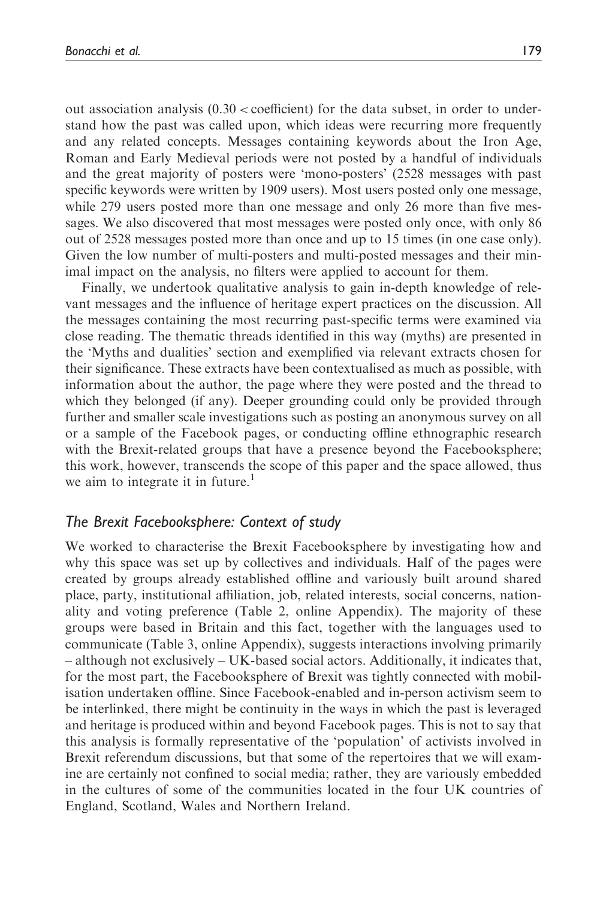out association analysis ($0.30 < \text{coefficient}$) for the data subset, in order to understand how the past was called upon, which ideas were recurring more frequently and any related concepts. Messages containing keywords about the Iron Age, Roman and Early Medieval periods were not posted by a handful of individuals and the great majority of posters were 'mono-posters' (2528 messages with past specific keywords were written by 1909 users). Most users posted only one message, while 279 users posted more than one message and only 26 more than five messages. We also discovered that most messages were posted only once, with only 86 out of 2528 messages posted more than once and up to 15 times (in one case only). Given the low number of multi-posters and multi-posted messages and their minimal impact on the analysis, no filters were applied to account for them.

Finally, we undertook qualitative analysis to gain in-depth knowledge of relevant messages and the influence of heritage expert practices on the discussion. All the messages containing the most recurring past-specific terms were examined via close reading. The thematic threads identified in this way (myths) are presented in the 'Myths and dualities' section and exemplified via relevant extracts chosen for their significance. These extracts have been contextualised as much as possible, with information about the author, the page where they were posted and the thread to which they belonged (if any). Deeper grounding could only be provided through further and smaller scale investigations such as posting an anonymous survey on all or a sample of the Facebook pages, or conducting offline ethnographic research with the Brexit-related groups that have a presence beyond the Facebooksphere; this work, however, transcends the scope of this paper and the space allowed, thus we aim to integrate it in future.[1]

## *The Brexit Facebooksphere: Context of study*

We worked to characterise the Brexit Facebooksphere by investigating how and why this space was set up by collectives and individuals. Half of the pages were created by groups already established offline and variously built around shared place, party, institutional affiliation, job, related interests, social concerns, nationality and voting preference (Table 2, online Appendix). The majority of these groups were based in Britain and this fact, together with the languages used to communicate (Table 3, online Appendix), suggests interactions involving primarily – although not exclusively – UK-based social actors. Additionally, it indicates that, for the most part, the Facebooksphere of Brexit was tightly connected with mobilisation undertaken offline. Since Facebook-enabled and in-person activism seem to be interlinked, there might be continuity in the ways in which the past is leveraged and heritage is produced within and beyond Facebook pages. This is not to say that this analysis is formally representative of the 'population' of activists involved in Brexit referendum discussions, but that some of the repertoires that we will examine are certainly not confined to social media; rather, they are variously embedded in the cultures of some of the communities located in the four UK countries of England, Scotland, Wales and Northern Ireland.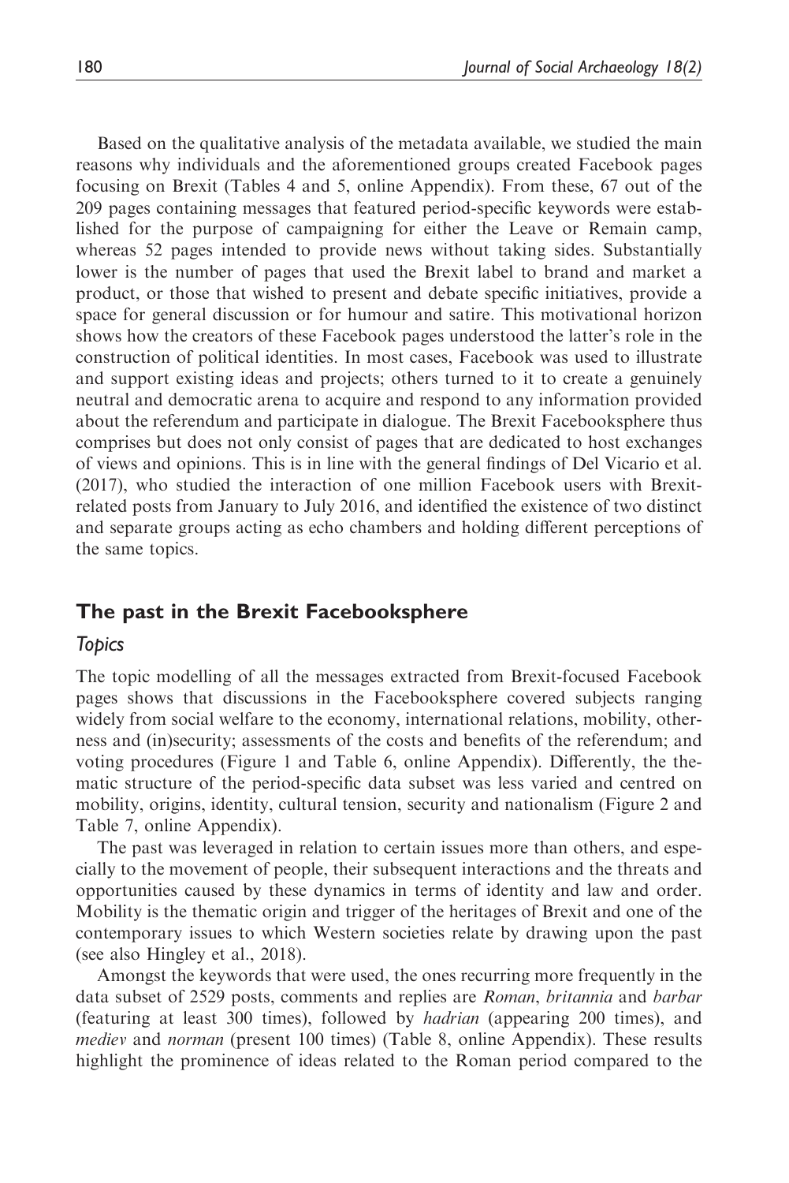Based on the qualitative analysis of the metadata available, we studied the main reasons why individuals and the aforementioned groups created Facebook pages focusing on Brexit (Tables 4 and 5, online Appendix). From these, 67 out of the 209 pages containing messages that featured period-specific keywords were established for the purpose of campaigning for either the Leave or Remain camp, whereas 52 pages intended to provide news without taking sides. Substantially lower is the number of pages that used the Brexit label to brand and market a product, or those that wished to present and debate specific initiatives, provide a space for general discussion or for humour and satire. This motivational horizon shows how the creators of these Facebook pages understood the latter's role in the construction of political identities. In most cases, Facebook was used to illustrate and support existing ideas and projects; others turned to it to create a genuinely neutral and democratic arena to acquire and respond to any information provided about the referendum and participate in dialogue. The Brexit Facebooksphere thus comprises but does not only consist of pages that are dedicated to host exchanges of views and opinions. This is in line with the general findings of Del Vicario et al. (2017), who studied the interaction of one million Facebook users with Brexit-related posts from January to July 2016, and identified the existence of two distinct and separate groups acting as echo chambers and holding different perceptions of the same topics.

## The past in the Brexit Facebooksphere

### *Topics*

The topic modelling of all the messages extracted from Brexit-focused Facebook pages shows that discussions in the Facebooksphere covered subjects ranging widely from social welfare to the economy, international relations, mobility, otherness and (in)security; assessments of the costs and benefits of the referendum; and voting procedures (Figure 1 and Table 6, online Appendix). Differently, the thematic structure of the period-specific data subset was less varied and centred on mobility, origins, identity, cultural tension, security and nationalism (Figure 2 and Table 7, online Appendix).

The past was leveraged in relation to certain issues more than others, and especially to the movement of people, their subsequent interactions and the threats and opportunities caused by these dynamics in terms of identity and law and order. Mobility is the thematic origin and trigger of the heritages of Brexit and one of the contemporary issues to which Western societies relate by drawing upon the past (see also Hingley et al., 2018).

Amongst the keywords that were used, the ones recurring more frequently in the data subset of 2529 posts, comments and replies are *Roman*, *britannia* and *barbar* (featuring at least 300 times), followed by *hadrian* (appearing 200 times), and *mediev* and *norman* (present 100 times) (Table 8, online Appendix). These results highlight the prominence of ideas related to the Roman period compared to the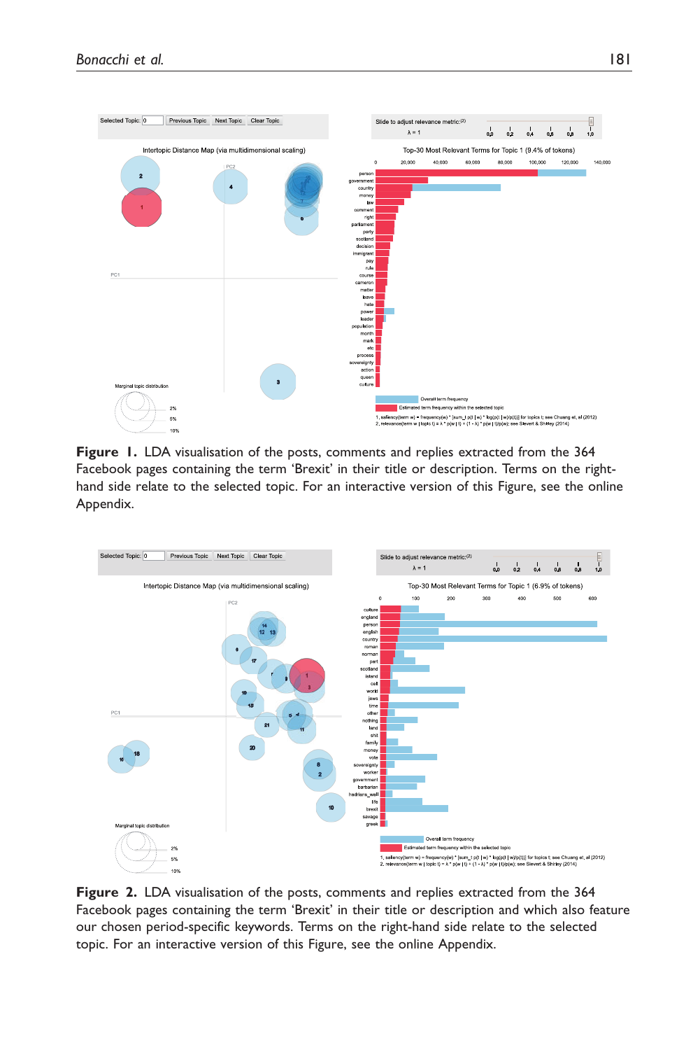**Figure 1.** LDA visualisation of the posts, comments and replies extracted from the 364 Facebook pages containing the term 'Brexit' in their title or description. Terms on the right-hand side relate to the selected topic. For an interactive version of this Figure, see the online Appendix.

**Figure 2.** LDA visualisation of the posts, comments and replies extracted from the 364 Facebook pages containing the term 'Brexit' in their title or description and which also feature our chosen period-specific keywords. Terms on the right-hand side relate to the selected topic. For an interactive version of this Figure, see the online Appendix.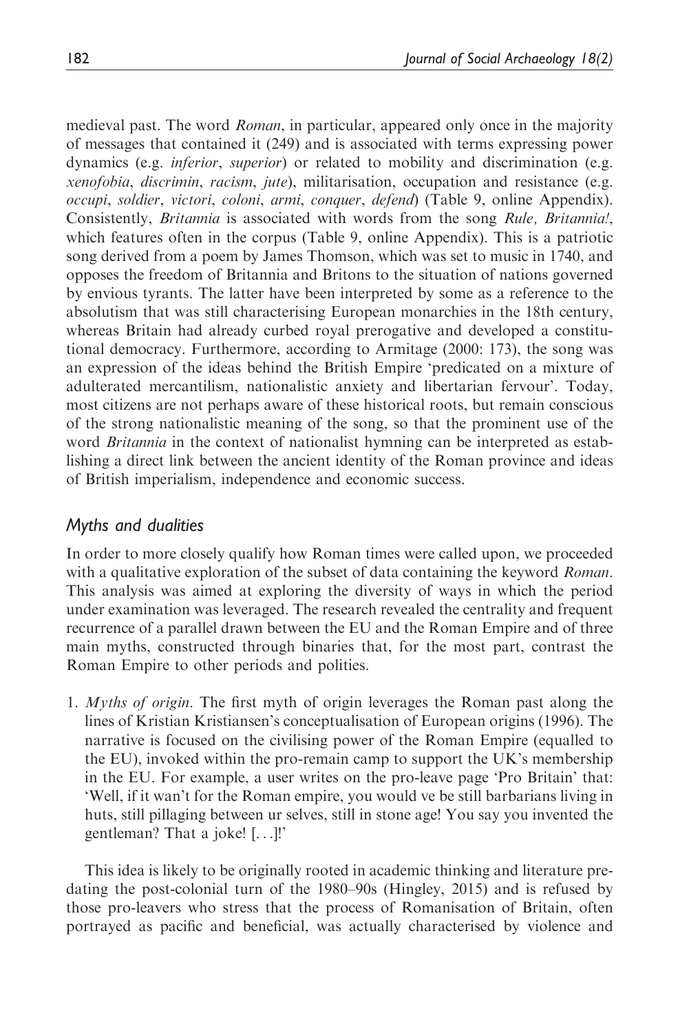medieval past. The word *Roman*, in particular, appeared only once in the majority of messages that contained it (249) and is associated with terms expressing power dynamics (e.g. *inferior*, *superior*) or related to mobility and discrimination (e.g. *xenofobia*, *discrimin*, *racism*, *jute*), militarisation, occupation and resistance (e.g. *occupi*, *soldier*, *victori*, *coloni*, *armi*, *conquer*, *defend*) (Table 9, online Appendix). Consistently, *Britannia* is associated with words from the song *Rule, Britannia!*, which features often in the corpus (Table 9, online Appendix). This is a patriotic song derived from a poem by James Thomson, which was set to music in 1740, and opposes the freedom of Britannia and Britons to the situation of nations governed by envious tyrants. The latter have been interpreted by some as a reference to the absolutism that was still characterising European monarchies in the 18th century, whereas Britain had already curbed royal prerogative and developed a constitutional democracy. Furthermore, according to Armitage (2000: 173), the song was an expression of the ideas behind the British Empire 'predicated on a mixture of adulterated mercantilism, nationalistic anxiety and libertarian fervour'. Today, most citizens are not perhaps aware of these historical roots, but remain conscious of the strong nationalistic meaning of the song, so that the prominent use of the word *Britannia* in the context of nationalist hymning can be interpreted as establishing a direct link between the ancient identity of the Roman province and ideas of British imperialism, independence and economic success.

## Myths and dualities

In order to more closely qualify how Roman times were called upon, we proceeded with a qualitative exploration of the subset of data containing the keyword *Roman*. This analysis was aimed at exploring the diversity of ways in which the period under examination was leveraged. The research revealed the centrality and frequent recurrence of a parallel drawn between the EU and the Roman Empire and of three main myths, constructed through binaries that, for the most part, contrast the Roman Empire to other periods and polities.

1. *Myths of origin*. The first myth of origin leverages the Roman past along the lines of Kristian Kristiansen's conceptualisation of European origins (1996). The narrative is focused on the civilising power of the Roman Empire (equalled to the EU), invoked within the pro-remain camp to support the UK's membership in the EU. For example, a user writes on the pro-leave page 'Pro Britain' that: 'Well, if it wan't for the Roman empire, you would ve be still barbarians living in huts, still pillaging between ur selves, still in stone age! You say you invented the gentleman? That a joke! [...]!'

This idea is likely to be originally rooted in academic thinking and literature predating the post-colonial turn of the 1980–90s (Hingley, 2015) and is refused by those pro-leavers who stress that the process of Romanisation of Britain, often portrayed as pacific and beneficial, was actually characterised by violence and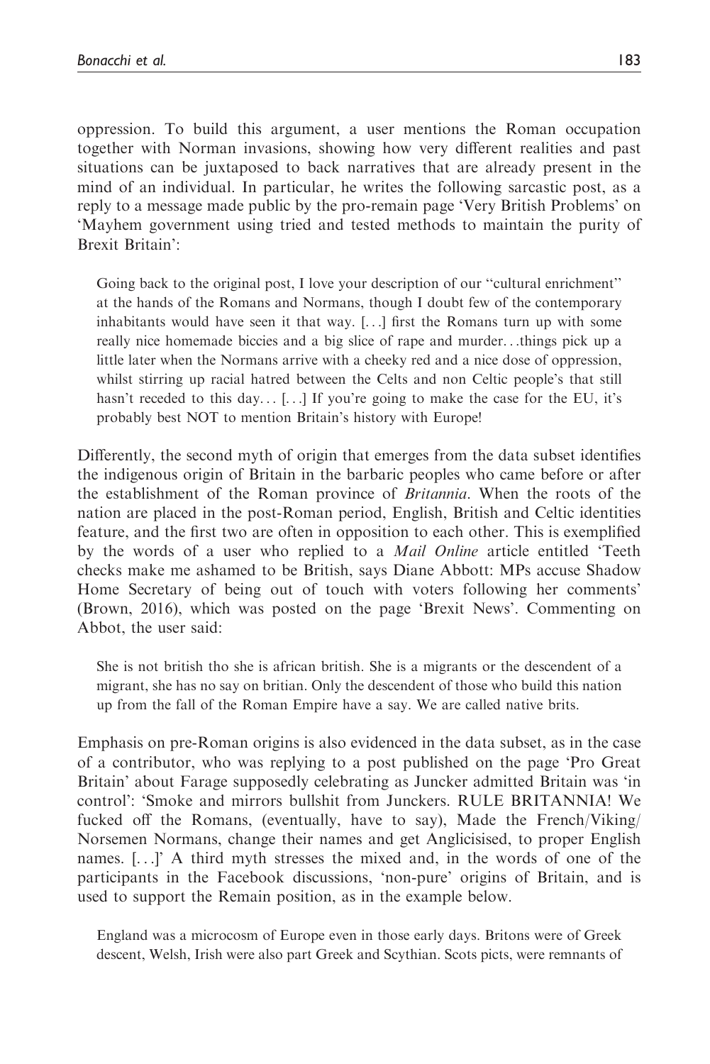oppression. To build this argument, a user mentions the Roman occupation together with Norman invasions, showing how very different realities and past situations can be juxtaposed to back narratives that are already present in the mind of an individual. In particular, he writes the following sarcastic post, as a reply to a message made public by the pro-remain page 'Very British Problems' on 'Mayhem government using tried and tested methods to maintain the purity of Brexit Britain':

> Going back to the original post, I love your description of our "cultural enrichment" at the hands of the Romans and Normans, though I doubt few of the contemporary inhabitants would have seen it that way. [...] first the Romans turn up with some really nice homemade biccies and a big slice of rape and murder...things pick up a little later when the Normans arrive with a cheeky red and a nice dose of oppression, whilst stirring up racial hatred between the Celts and non Celtic people's that still hasn't receded to this day... [...] If you're going to make the case for the EU, it's probably best NOT to mention Britain's history with Europe!

Differently, the second myth of origin that emerges from the data subset identifies the indigenous origin of Britain in the barbaric peoples who came before or after the establishment of the Roman province of *Britannia*. When the roots of the nation are placed in the post-Roman period, English, British and Celtic identities feature, and the first two are often in opposition to each other. This is exemplified by the words of a user who replied to a *Mail Online* article entitled 'Teeth checks make me ashamed to be British, says Diane Abbott: MPs accuse Shadow Home Secretary of being out of touch with voters following her comments' (Brown, 2016), which was posted on the page 'Brexit News'. Commenting on Abbot, the user said:

> She is not british tho she is african british. She is a migrants or the descendent of a migrant, she has no say on britian. Only the descendent of those who build this nation up from the fall of the Roman Empire have a say. We are called native brits.

Emphasis on pre-Roman origins is also evidenced in the data subset, as in the case of a contributor, who was replying to a post published on the page 'Pro Great Britain' about Farage supposedly celebrating as Juncker admitted Britain was 'in control': 'Smoke and mirrors bullshit from Junckers. RULE BRITANNIA! We fucked off the Romans, (eventually, have to say), Made the French/Viking/Norsemen Normans, change their names and get Anglicisised, to proper English names. [...]' A third myth stresses the mixed and, in the words of one of the participants in the Facebook discussions, 'non-pure' origins of Britain, and is used to support the Remain position, as in the example below.

> England was a microcosm of Europe even in those early days. Britons were of Greek descent, Welsh, Irish were also part Greek and Scythian. Scots picts, were remnants of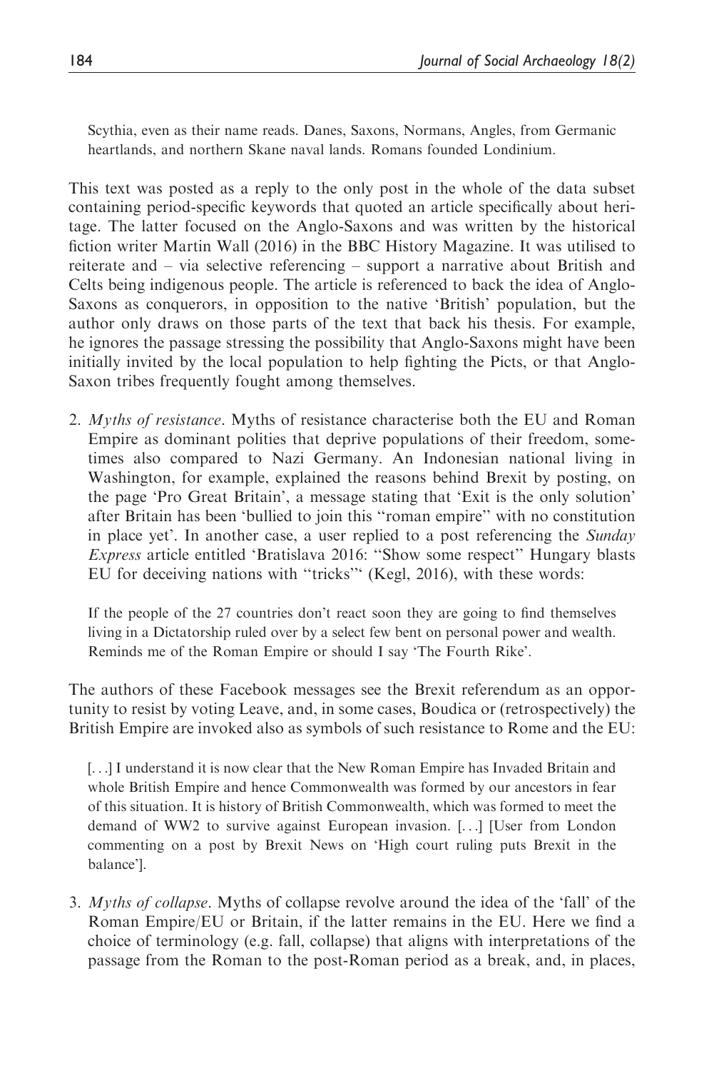> Scythia, even as their name reads. Danes, Saxons, Normans, Angles, from Germanic heartlands, and northern Skane naval lands. Romans founded Londinium.

This text was posted as a reply to the only post in the whole of the data subset containing period-specific keywords that quoted an article specifically about heritage. The latter focused on the Anglo-Saxons and was written by the historical fiction writer Martin Wall (2016) in the BBC History Magazine. It was utilised to reiterate and – via selective referencing – support a narrative about British and Celts being indigenous people. The article is referenced to back the idea of Anglo-Saxons as conquerors, in opposition to the native 'British' population, but the author only draws on those parts of the text that back his thesis. For example, he ignores the passage stressing the possibility that Anglo-Saxons might have been initially invited by the local population to help fighting the Picts, or that Anglo-Saxon tribes frequently fought among themselves.

2. *Myths of resistance*. Myths of resistance characterise both the EU and Roman Empire as dominant polities that deprive populations of their freedom, sometimes also compared to Nazi Germany. An Indonesian national living in Washington, for example, explained the reasons behind Brexit by posting, on the page 'Pro Great Britain', a message stating that 'Exit is the only solution' after Britain has been 'bullied to join this "roman empire" with no constitution in place yet'. In another case, a user replied to a post referencing the *Sunday Express* article entitled 'Bratislava 2016: "Show some respect" Hungary blasts EU for deceiving nations with "tricks"' (Kegl, 2016), with these words:

> If the people of the 27 countries don't react soon they are going to find themselves living in a Dictatorship ruled over by a select few bent on personal power and wealth. Reminds me of the Roman Empire or should I say 'The Fourth Rike'.

The authors of these Facebook messages see the Brexit referendum as an opportunity to resist by voting Leave, and, in some cases, Boudica or (retrospectively) the British Empire are invoked also as symbols of such resistance to Rome and the EU:

> [...] I understand it is now clear that the New Roman Empire has Invaded Britain and whole British Empire and hence Commonwealth was formed by our ancestors in fear of this situation. It is history of British Commonwealth, which was formed to meet the demand of WW2 to survive against European invasion. [...] [User from London commenting on a post by Brexit News on 'High court ruling puts Brexit in the balance'].

3. *Myths of collapse*. Myths of collapse revolve around the idea of the 'fall' of the Roman Empire/EU or Britain, if the latter remains in the EU. Here we find a choice of terminology (e.g. fall, collapse) that aligns with interpretations of the passage from the Roman to the post-Roman period as a break, and, in places,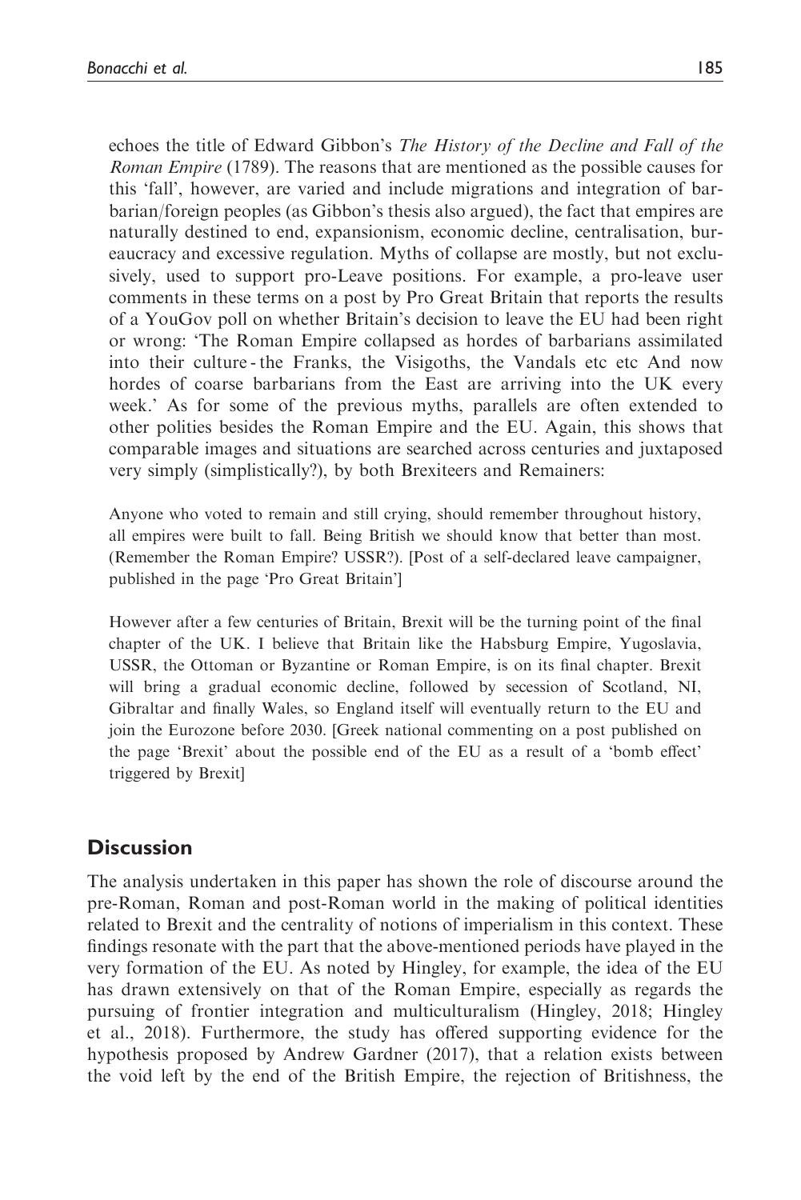echoes the title of Edward Gibbon's *The History of the Decline and Fall of the Roman Empire* (1789). The reasons that are mentioned as the possible causes for this 'fall', however, are varied and include migrations and integration of barbarian/foreign peoples (as Gibbon's thesis also argued), the fact that empires are naturally destined to end, expansionism, economic decline, centralisation, bureaucracy and excessive regulation. Myths of collapse are mostly, but not exclusively, used to support pro-Leave positions. For example, a pro-leave user comments in these terms on a post by Pro Great Britain that reports the results of a YouGov poll on whether Britain's decision to leave the EU had been right or wrong: 'The Roman Empire collapsed as hordes of barbarians assimilated into their culture - the Franks, the Visigoths, the Vandals etc etc And now hordes of coarse barbarians from the East are arriving into the UK every week.' As for some of the previous myths, parallels are often extended to other polities besides the Roman Empire and the EU. Again, this shows that comparable images and situations are searched across centuries and juxtaposed very simply (simplistically?), by both Brexiteers and Remainers:

> Anyone who voted to remain and still crying, should remember throughout history, all empires were built to fall. Being British we should know that better than most. (Remember the Roman Empire? USSR?). [Post of a self-declared leave campaigner, published in the page 'Pro Great Britain']

> However after a few centuries of Britain, Brexit will be the turning point of the final chapter of the UK. I believe that Britain like the Habsburg Empire, Yugoslavia, USSR, the Ottoman or Byzantine or Roman Empire, is on its final chapter. Brexit will bring a gradual economic decline, followed by secession of Scotland, NI, Gibraltar and finally Wales, so England itself will eventually return to the EU and join the Eurozone before 2030. [Greek national commenting on a post published on the page 'Brexit' about the possible end of the EU as a result of a 'bomb effect' triggered by Brexit]

## Discussion

The analysis undertaken in this paper has shown the role of discourse around the pre-Roman, Roman and post-Roman world in the making of political identities related to Brexit and the centrality of notions of imperialism in this context. These findings resonate with the part that the above-mentioned periods have played in the very formation of the EU. As noted by Hingley, for example, the idea of the EU has drawn extensively on that of the Roman Empire, especially as regards the pursuing of frontier integration and multiculturalism (Hingley, 2018; Hingley et al., 2018). Furthermore, the study has offered supporting evidence for the hypothesis proposed by Andrew Gardner (2017), that a relation exists between the void left by the end of the British Empire, the rejection of Britishness, the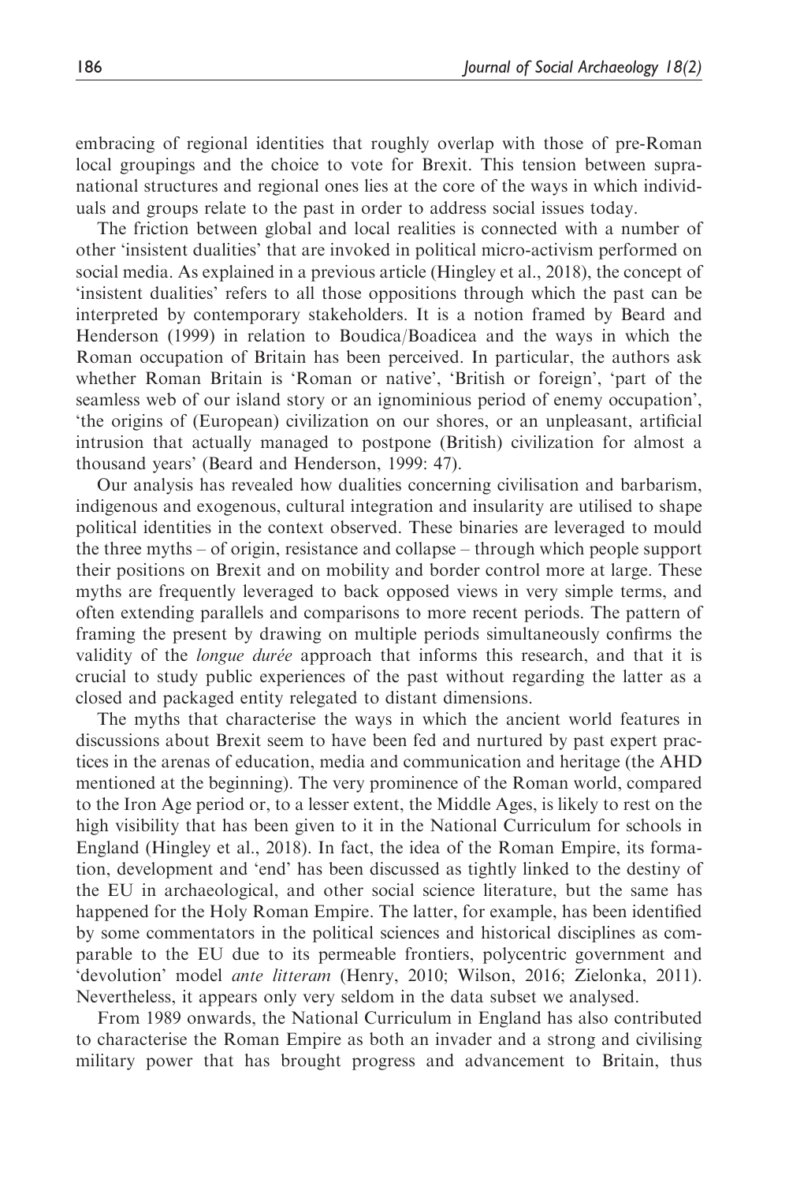embracing of regional identities that roughly overlap with those of pre-Roman local groupings and the choice to vote for Brexit. This tension between supra-national structures and regional ones lies at the core of the ways in which individuals and groups relate to the past in order to address social issues today.

The friction between global and local realities is connected with a number of other 'insistent dualities' that are invoked in political micro-activism performed on social media. As explained in a previous article (Hingley et al., 2018), the concept of 'insistent dualities' refers to all those oppositions through which the past can be interpreted by contemporary stakeholders. It is a notion framed by Beard and Henderson (1999) in relation to Boudica/Boadicea and the ways in which the Roman occupation of Britain has been perceived. In particular, the authors ask whether Roman Britain is 'Roman or native', 'British or foreign', 'part of the seamless web of our island story or an ignominious period of enemy occupation', 'the origins of (European) civilization on our shores, or an unpleasant, artificial intrusion that actually managed to postpone (British) civilization for almost a thousand years' (Beard and Henderson, 1999: 47).

Our analysis has revealed how dualities concerning civilisation and barbarism, indigenous and exogenous, cultural integration and insularity are utilised to shape political identities in the context observed. These binaries are leveraged to mould the three myths – of origin, resistance and collapse – through which people support their positions on Brexit and on mobility and border control more at large. These myths are frequently leveraged to back opposed views in very simple terms, and often extending parallels and comparisons to more recent periods. The pattern of framing the present by drawing on multiple periods simultaneously confirms the validity of the *longue durée* approach that informs this research, and that it is crucial to study public experiences of the past without regarding the latter as a closed and packaged entity relegated to distant dimensions.

The myths that characterise the ways in which the ancient world features in discussions about Brexit seem to have been fed and nurtured by past expert practices in the arenas of education, media and communication and heritage (the AHD mentioned at the beginning). The very prominence of the Roman world, compared to the Iron Age period or, to a lesser extent, the Middle Ages, is likely to rest on the high visibility that has been given to it in the National Curriculum for schools in England (Hingley et al., 2018). In fact, the idea of the Roman Empire, its formation, development and 'end' has been discussed as tightly linked to the destiny of the EU in archaeological, and other social science literature, but the same has happened for the Holy Roman Empire. The latter, for example, has been identified by some commentators in the political sciences and historical disciplines as comparable to the EU due to its permeable frontiers, polycentric government and 'devolution' model *ante litteram* (Henry, 2010; Wilson, 2016; Zielonka, 2011). Nevertheless, it appears only very seldom in the data subset we analysed.

From 1989 onwards, the National Curriculum in England has also contributed to characterise the Roman Empire as both an invader and a strong and civilising military power that has brought progress and advancement to Britain, thus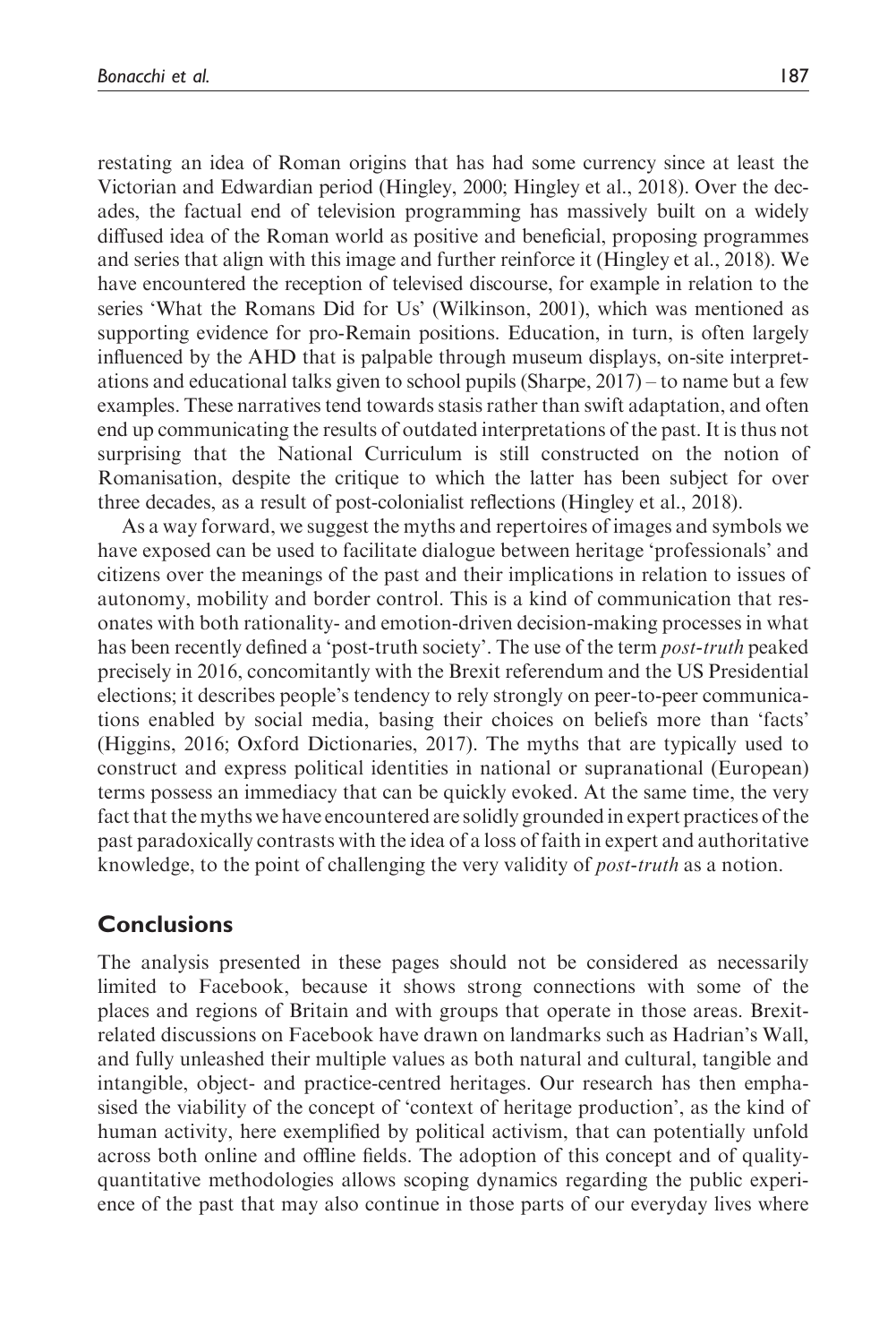restating an idea of Roman origins that has had some currency since at least the Victorian and Edwardian period (Hingley, 2000; Hingley et al., 2018). Over the decades, the factual end of television programming has massively built on a widely diffused idea of the Roman world as positive and beneficial, proposing programmes and series that align with this image and further reinforce it (Hingley et al., 2018). We have encountered the reception of televised discourse, for example in relation to the series 'What the Romans Did for Us' (Wilkinson, 2001), which was mentioned as supporting evidence for pro-Remain positions. Education, in turn, is often largely influenced by the AHD that is palpable through museum displays, on-site interpretations and educational talks given to school pupils (Sharpe, 2017) – to name but a few examples. These narratives tend towards stasis rather than swift adaptation, and often end up communicating the results of outdated interpretations of the past. It is thus not surprising that the National Curriculum is still constructed on the notion of Romanisation, despite the critique to which the latter has been subject for over three decades, as a result of post-colonialist reflections (Hingley et al., 2018).

As a way forward, we suggest the myths and repertoires of images and symbols we have exposed can be used to facilitate dialogue between heritage 'professionals' and citizens over the meanings of the past and their implications in relation to issues of autonomy, mobility and border control. This is a kind of communication that resonates with both rationality- and emotion-driven decision-making processes in what has been recently defined a 'post-truth society'. The use of the term *post-truth* peaked precisely in 2016, concomitantly with the Brexit referendum and the US Presidential elections; it describes people's tendency to rely strongly on peer-to-peer communications enabled by social media, basing their choices on beliefs more than 'facts' (Higgins, 2016; Oxford Dictionaries, 2017). The myths that are typically used to construct and express political identities in national or supranational (European) terms possess an immediacy that can be quickly evoked. At the same time, the very fact that the myths we have encountered are solidly grounded in expert practices of the past paradoxically contrasts with the idea of a loss of faith in expert and authoritative knowledge, to the point of challenging the very validity of *post-truth* as a notion.

## Conclusions

The analysis presented in these pages should not be considered as necessarily limited to Facebook, because it shows strong connections with some of the places and regions of Britain and with groups that operate in those areas. Brexit-related discussions on Facebook have drawn on landmarks such as Hadrian's Wall, and fully unleashed their multiple values as both natural and cultural, tangible and intangible, object- and practice-centred heritages. Our research has then emphasised the viability of the concept of 'context of heritage production', as the kind of human activity, here exemplified by political activism, that can potentially unfold across both online and offline fields. The adoption of this concept and of quality-quantitative methodologies allows scoping dynamics regarding the public experience of the past that may also continue in those parts of our everyday lives where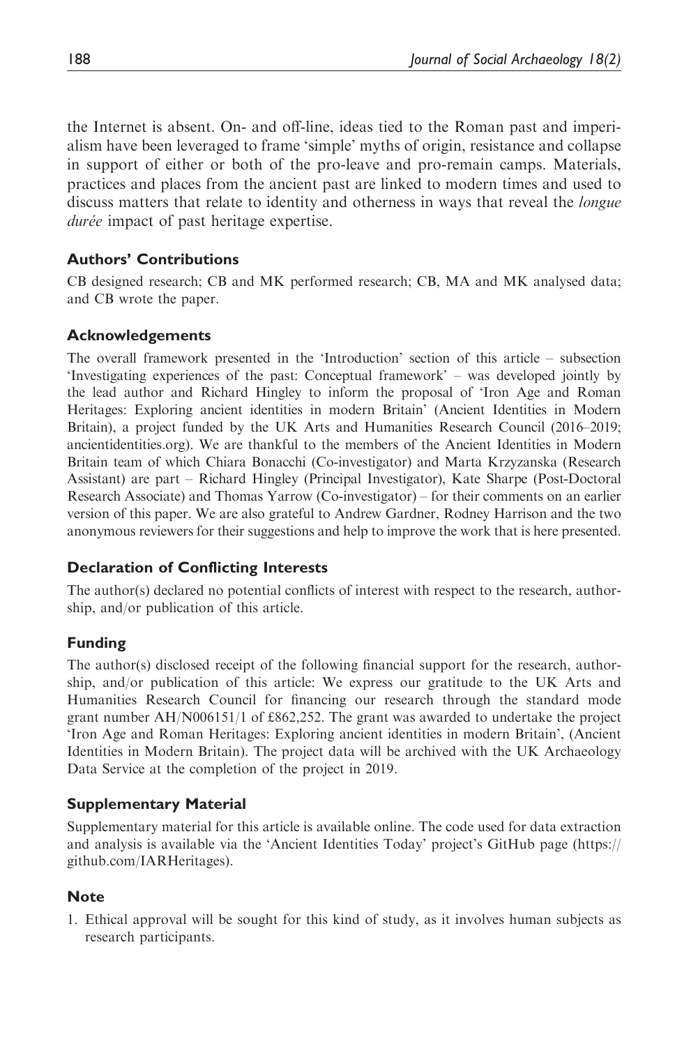the Internet is absent. On- and off-line, ideas tied to the Roman past and imperialism have been leveraged to frame 'simple' myths of origin, resistance and collapse in support of either or both of the pro-leave and pro-remain camps. Materials, practices and places from the ancient past are linked to modern times and used to discuss matters that relate to identity and otherness in ways that reveal the *longue durée* impact of past heritage expertise.

## Authors' Contributions

CB designed research; CB and MK performed research; CB, MA and MK analysed data; and CB wrote the paper.

## Acknowledgements

The overall framework presented in the 'Introduction' section of this article – subsection 'Investigating experiences of the past: Conceptual framework' – was developed jointly by the lead author and Richard Hingley to inform the proposal of 'Iron Age and Roman Heritages: Exploring ancient identities in modern Britain' (Ancient Identities in Modern Britain), a project funded by the UK Arts and Humanities Research Council (2016–2019; ancientidentities.org). We are thankful to the members of the Ancient Identities in Modern Britain team of which Chiara Bonacchi (Co-investigator) and Marta Krzyzanska (Research Assistant) are part – Richard Hingley (Principal Investigator), Kate Sharpe (Post-Doctoral Research Associate) and Thomas Yarrow (Co-investigator) – for their comments on an earlier version of this paper. We are also grateful to Andrew Gardner, Rodney Harrison and the two anonymous reviewers for their suggestions and help to improve the work that is here presented.

## Declaration of Conflicting Interests

The author(s) declared no potential conflicts of interest with respect to the research, authorship, and/or publication of this article.

## Funding

The author(s) disclosed receipt of the following financial support for the research, authorship, and/or publication of this article: We express our gratitude to the UK Arts and Humanities Research Council for financing our research through the standard mode grant number AH/N006151/1 of £862,252. The grant was awarded to undertake the project 'Iron Age and Roman Heritages: Exploring ancient identities in modern Britain', (Ancient Identities in Modern Britain). The project data will be archived with the UK Archaeology Data Service at the completion of the project in 2019.

## Supplementary Material

Supplementary material for this article is available online. The code used for data extraction and analysis is available via the 'Ancient Identities Today' project's GitHub page (https://github.com/IARHeritages).

## Note

1. Ethical approval will be sought for this kind of study, as it involves human subjects as research participants.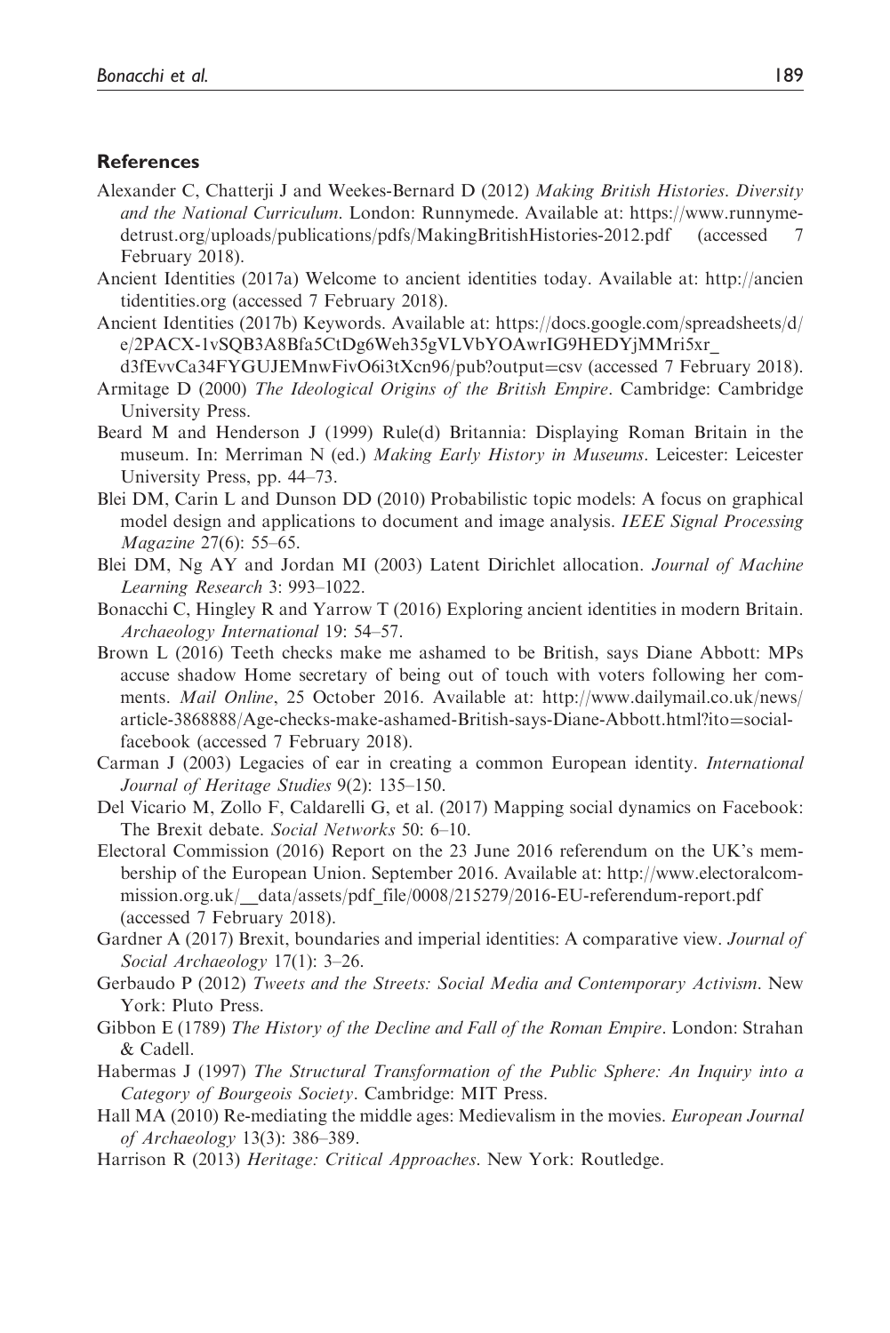## References

Alexander C, Chatterji J and Weekes-Bernard D (2012) *Making British Histories. Diversity and the National Curriculum*. London: Runnymede. Available at: https://www.runnymedetrust.org/uploads/publications/pdfs/MakingBritishHistories-2012.pdf (accessed 7 February 2018).

Ancient Identities (2017a) Welcome to ancient identities today. Available at: http://ancientidentities.org (accessed 7 February 2018).

Ancient Identities (2017b) Keywords. Available at: https://docs.google.com/spreadsheets/d/e/2PACX-1vSQB3A8Bfa5CtDg6Weh35gVLVbYOAwrIG9HEDYjMMri5xr_d3fEvvCa34FYGUJEMnwFivO6i3tXcn96/pub?output=csv (accessed 7 February 2018).

Armitage D (2000) *The Ideological Origins of the British Empire*. Cambridge: Cambridge University Press.

Beard M and Henderson J (1999) Rule(d) Britannia: Displaying Roman Britain in the museum. In: Merriman N (ed.) *Making Early History in Museums*. Leicester: Leicester University Press, pp. 44–73.

Blei DM, Carin L and Dunson DD (2010) Probabilistic topic models: A focus on graphical model design and applications to document and image analysis. *IEEE Signal Processing Magazine* 27(6): 55–65.

Blei DM, Ng AY and Jordan MI (2003) Latent Dirichlet allocation. *Journal of Machine Learning Research* 3: 993–1022.

Bonacchi C, Hingley R and Yarrow T (2016) Exploring ancient identities in modern Britain. *Archaeology International* 19: 54–57.

Brown L (2016) Teeth checks make me ashamed to be British, says Diane Abbott: MPs accuse shadow Home secretary of being out of touch with voters following her comments. *Mail Online*, 25 October 2016. Available at: http://www.dailymail.co.uk/news/article-3868888/Age-checks-make-ashamed-British-says-Diane-Abbott.html?ito=social-facebook (accessed 7 February 2018).

Carman J (2003) Legacies of ear in creating a common European identity. *International Journal of Heritage Studies* 9(2): 135–150.

Del Vicario M, Zollo F, Caldarelli G, et al. (2017) Mapping social dynamics on Facebook: The Brexit debate. *Social Networks* 50: 6–10.

Electoral Commission (2016) Report on the 23 June 2016 referendum on the UK's membership of the European Union. September 2016. Available at: http://www.electoralcommission.org.uk/__data/assets/pdf_file/0008/215279/2016-EU-referendum-report.pdf (accessed 7 February 2018).

Gardner A (2017) Brexit, boundaries and imperial identities: A comparative view. *Journal of Social Archaeology* 17(1): 3–26.

Gerbaudo P (2012) *Tweets and the Streets: Social Media and Contemporary Activism*. New York: Pluto Press.

Gibbon E (1789) *The History of the Decline and Fall of the Roman Empire*. London: Strahan & Cadell.

Habermas J (1997) *The Structural Transformation of the Public Sphere: An Inquiry into a Category of Bourgeois Society*. Cambridge: MIT Press.

Hall MA (2010) Re-mediating the middle ages: Medievalism in the movies. *European Journal of Archaeology* 13(3): 386–389.

Harrison R (2013) *Heritage: Critical Approaches*. New York: Routledge.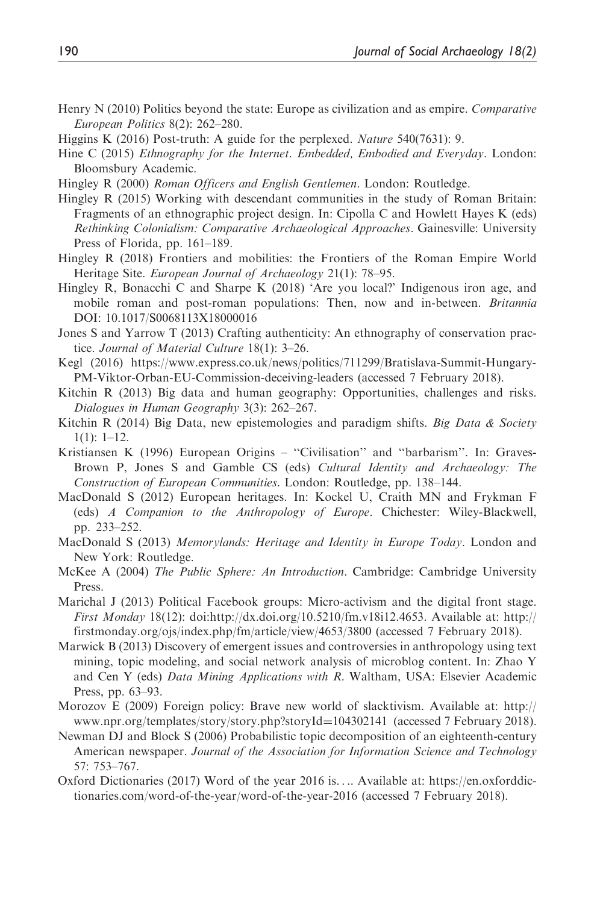Henry N (2010) Politics beyond the state: Europe as civilization and as empire. *Comparative European Politics* 8(2): 262–280.

Higgins K (2016) Post-truth: A guide for the perplexed. *Nature* 540(7631): 9.

Hine C (2015) *Ethnography for the Internet. Embedded, Embodied and Everyday*. London: Bloomsbury Academic.

Hingley R (2000) *Roman Officers and English Gentlemen*. London: Routledge.

Hingley R (2015) Working with descendant communities in the study of Roman Britain: Fragments of an ethnographic project design. In: Cipolla C and Howlett Hayes K (eds) *Rethinking Colonialism: Comparative Archaeological Approaches*. Gainesville: University Press of Florida, pp. 161–189.

Hingley R (2018) Frontiers and mobilities: the Frontiers of the Roman Empire World Heritage Site. *European Journal of Archaeology* 21(1): 78–95.

Hingley R, Bonacchi C and Sharpe K (2018) 'Are you local?' Indigenous iron age, and mobile roman and post-roman populations: Then, now and in-between. *Britannia* DOI: 10.1017/S0068113X18000016

Jones S and Yarrow T (2013) Crafting authenticity: An ethnography of conservation practice. *Journal of Material Culture* 18(1): 3–26.

Kegl (2016) https://www.express.co.uk/news/politics/711299/Bratislava-Summit-Hungary-PM-Viktor-Orban-EU-Commission-deceiving-leaders (accessed 7 February 2018).

Kitchin R (2013) Big data and human geography: Opportunities, challenges and risks. *Dialogues in Human Geography* 3(3): 262–267.

Kitchin R (2014) Big Data, new epistemologies and paradigm shifts. *Big Data & Society* 1(1): 1–12.

Kristiansen K (1996) European Origins – ''Civilisation'' and ''barbarism''. In: Graves-Brown P, Jones S and Gamble CS (eds) *Cultural Identity and Archaeology: The Construction of European Communities*. London: Routledge, pp. 138–144.

MacDonald S (2012) European heritages. In: Kockel U, Craith MN and Frykman F (eds) *A Companion to the Anthropology of Europe*. Chichester: Wiley-Blackwell, pp. 233–252.

MacDonald S (2013) *Memorylands: Heritage and Identity in Europe Today*. London and New York: Routledge.

McKee A (2004) *The Public Sphere: An Introduction*. Cambridge: Cambridge University Press.

Marichal J (2013) Political Facebook groups: Micro-activism and the digital front stage. *First Monday* 18(12): doi:http://dx.doi.org/10.5210/fm.v18i12.4653. Available at: http://firstmonday.org/ojs/index.php/fm/article/view/4653/3800 (accessed 7 February 2018).

Marwick B (2013) Discovery of emergent issues and controversies in anthropology using text mining, topic modeling, and social network analysis of microblog content. In: Zhao Y and Cen Y (eds) *Data Mining Applications with R*. Waltham, USA: Elsevier Academic Press, pp. 63–93.

Morozov E (2009) Foreign policy: Brave new world of slacktivism. Available at: http://www.npr.org/templates/story/story.php?storyId=104302141 (accessed 7 February 2018).

Newman DJ and Block S (2006) Probabilistic topic decomposition of an eighteenth-century American newspaper. *Journal of the Association for Information Science and Technology* 57: 753–767.

Oxford Dictionaries (2017) Word of the year 2016 is.... Available at: https://en.oxforddictionaries.com/word-of-the-year/word-of-the-year-2016 (accessed 7 February 2018).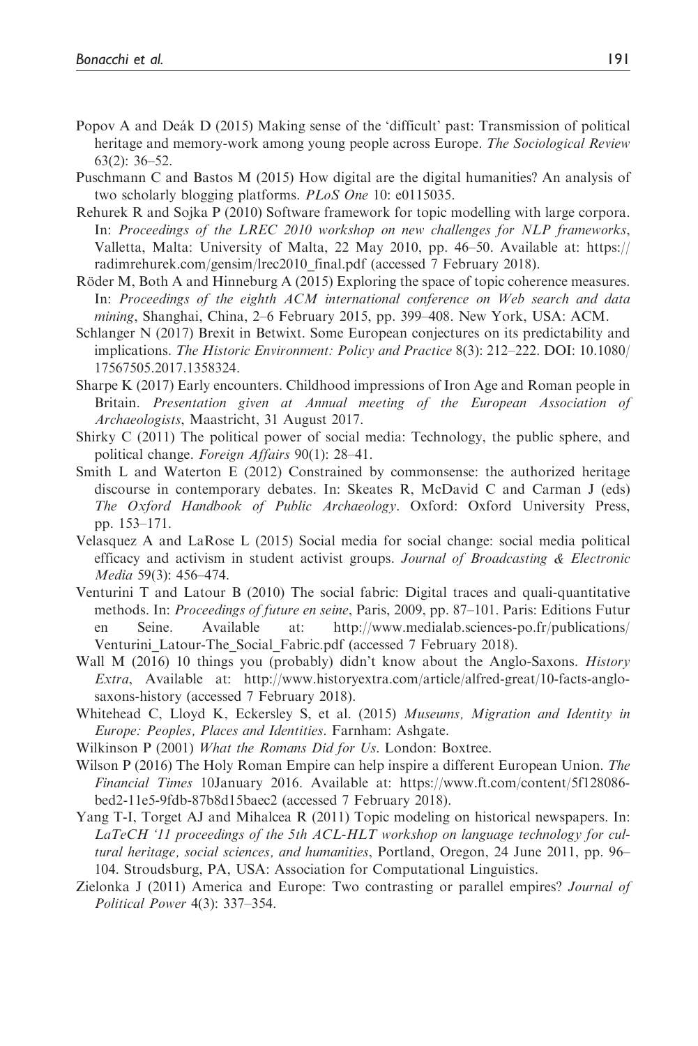Popov A and Deák D (2015) Making sense of the 'difficult' past: Transmission of political heritage and memory-work among young people across Europe. *The Sociological Review* 63(2): 36–52.

Puschmann C and Bastos M (2015) How digital are the digital humanities? An analysis of two scholarly blogging platforms. *PLoS One* 10: e0115035.

Rehurek R and Sojka P (2010) Software framework for topic modelling with large corpora. In: *Proceedings of the LREC 2010 workshop on new challenges for NLP frameworks*, Valletta, Malta: University of Malta, 22 May 2010, pp. 46–50. Available at: https://radimrehurek.com/gensim/lrec2010_final.pdf (accessed 7 February 2018).

Röder M, Both A and Hinneburg A (2015) Exploring the space of topic coherence measures. In: *Proceedings of the eighth ACM international conference on Web search and data mining*, Shanghai, China, 2–6 February 2015, pp. 399–408. New York, USA: ACM.

Schlanger N (2017) Brexit in Betwixt. Some European conjectures on its predictability and implications. *The Historic Environment: Policy and Practice* 8(3): 212–222. DOI: 10.1080/17567505.2017.1358324.

Sharpe K (2017) Early encounters. Childhood impressions of Iron Age and Roman people in Britain. *Presentation given at Annual meeting of the European Association of Archaeologists*, Maastricht, 31 August 2017.

Shirky C (2011) The political power of social media: Technology, the public sphere, and political change. *Foreign Affairs* 90(1): 28–41.

Smith L and Waterton E (2012) Constrained by commonsense: the authorized heritage discourse in contemporary debates. In: Skeates R, McDavid C and Carman J (eds) *The Oxford Handbook of Public Archaeology*. Oxford: Oxford University Press, pp. 153–171.

Velasquez A and LaRose L (2015) Social media for social change: social media political efficacy and activism in student activist groups. *Journal of Broadcasting & Electronic Media* 59(3): 456–474.

Venturini T and Latour B (2010) The social fabric: Digital traces and quali-quantitative methods. In: *Proceedings of future en seine*, Paris, 2009, pp. 87–101. Paris: Editions Futur en Seine. Available at: http://www.medialab.sciences-po.fr/publications/Venturini_Latour-The_Social_Fabric.pdf (accessed 7 February 2018).

Wall M (2016) 10 things you (probably) didn't know about the Anglo-Saxons. *History Extra*, Available at: http://www.historyextra.com/article/alfred-great/10-facts-anglo-saxons-history (accessed 7 February 2018).

Whitehead C, Lloyd K, Eckersley S, et al. (2015) *Museums, Migration and Identity in Europe: Peoples, Places and Identities*. Farnham: Ashgate.

Wilkinson P (2001) *What the Romans Did for Us*. London: Boxtree.

Wilson P (2016) The Holy Roman Empire can help inspire a different European Union. *The Financial Times* 10January 2016. Available at: https://www.ft.com/content/5f128086-bed2-11e5-9fdb-87b8d15baec2 (accessed 7 February 2018).

Yang T-I, Torget AJ and Mihalcea R (2011) Topic modeling on historical newspapers. In: *LaTeCH '11 proceedings of the 5th ACL-HLT workshop on language technology for cultural heritage, social sciences, and humanities*, Portland, Oregon, 24 June 2011, pp. 96–104. Stroudsburg, PA, USA: Association for Computational Linguistics.

Zielonka J (2011) America and Europe: Two contrasting or parallel empires? *Journal of Political Power* 4(3): 337–354.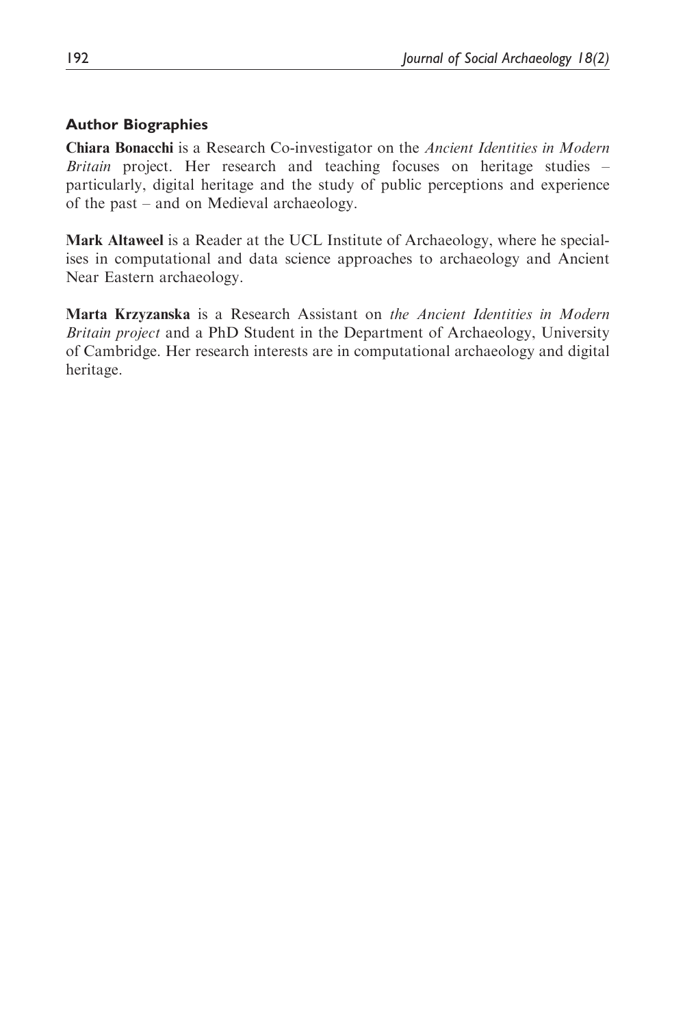### Author Biographies

**Chiara Bonacchi** is a Research Co-investigator on the *Ancient Identities in Modern Britain* project. Her research and teaching focuses on heritage studies – particularly, digital heritage and the study of public perceptions and experience of the past – and on Medieval archaeology.

**Mark Altaweel** is a Reader at the UCL Institute of Archaeology, where he specialises in computational and data science approaches to archaeology and Ancient Near Eastern archaeology.

**Marta Krzyzanska** is a Research Assistant on *the Ancient Identities in Modern Britain project* and a PhD Student in the Department of Archaeology, University of Cambridge. Her research interests are in computational archaeology and digital heritage.